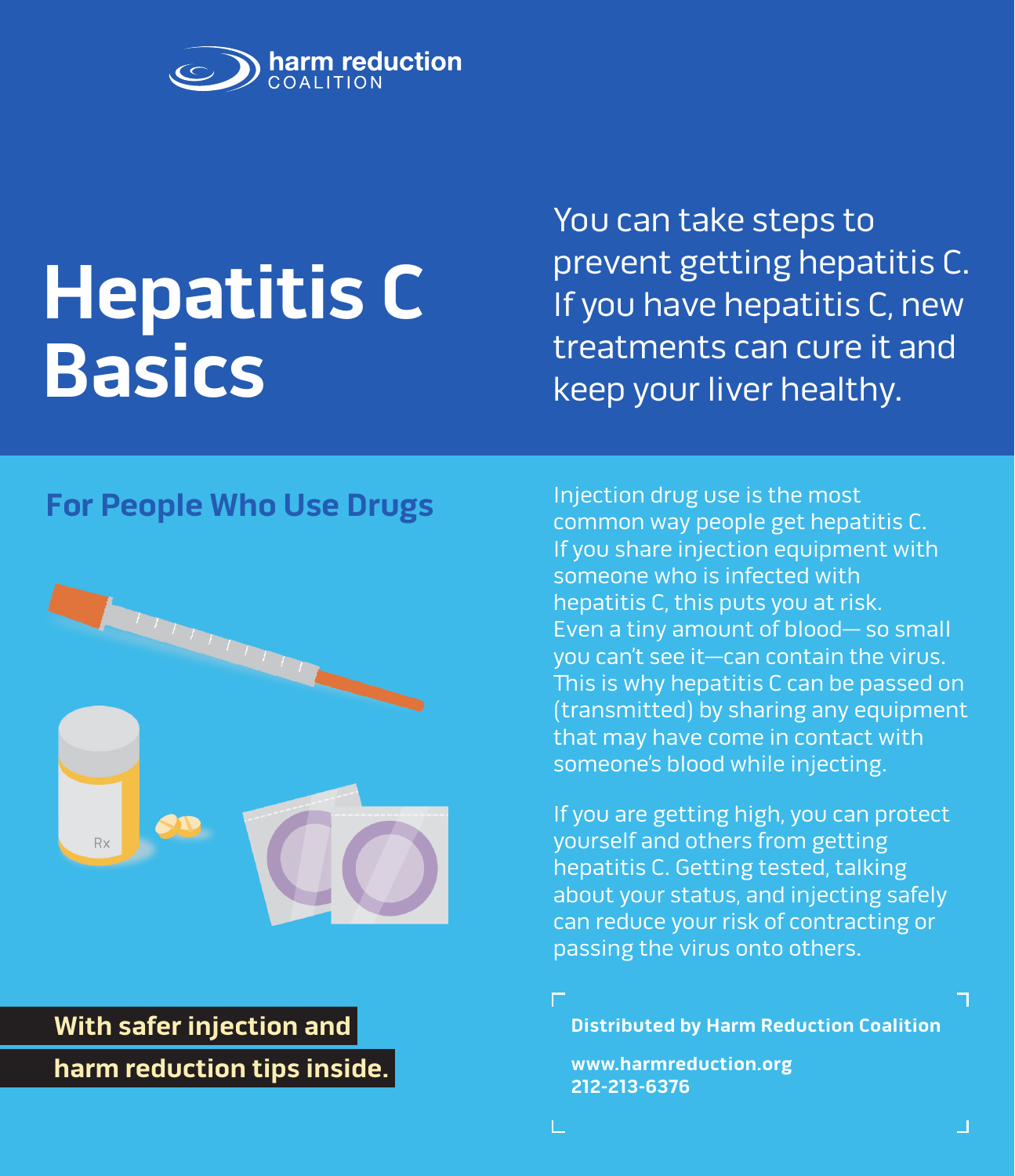harm reduction COALITION

# Hepatitis C Basics

You can take steps to prevent getting hepatitis C. If you have hepatitis C, new treatments can cure it and keep your liver healthy.

## For People Who Use Drugs

Injection drug use is the most common way people get hepatitis C. If you share injection equipment with someone who is infected with hepatitis C, this puts you at risk. Even a tiny amount of blood— so small you can't see it—can contain the virus. This is why hepatitis C can be passed on (transmitted) by sharing any equipment that may have come in contact with someone's blood while injecting.

If you are getting high, you can protect yourself and others from getting hepatitis C. Getting tested, talking about your status, and injecting safely can reduce your risk of contracting or passing the virus onto others.

**With safer injection and harm reduction tips inside.**

**Distributed by Harm Reduction Coalition**

**www.harmreduction.org**
**212-213-6376**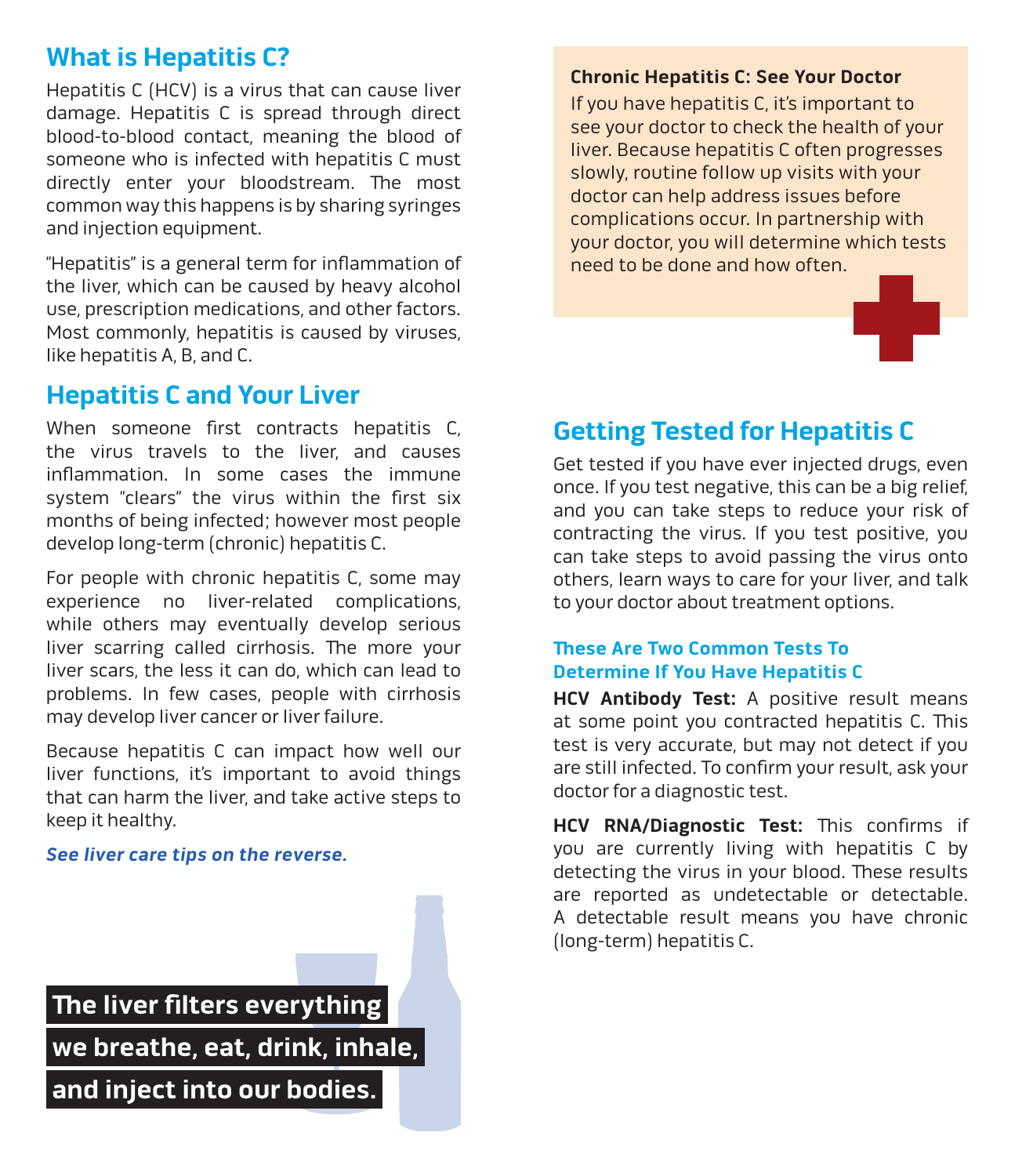## What is Hepatitis C?

Hepatitis C (HCV) is a virus that can cause liver damage. Hepatitis C is spread through direct blood-to-blood contact, meaning the blood of someone who is infected with hepatitis C must directly enter your bloodstream. The most common way this happens is by sharing syringes and injection equipment.

"Hepatitis" is a general term for inflammation of the liver, which can be caused by heavy alcohol use, prescription medications, and other factors. Most commonly, hepatitis is caused by viruses, like hepatitis A, B, and C.

## Hepatitis C and Your Liver

When someone first contracts hepatitis C, the virus travels to the liver, and causes inflammation. In some cases the immune system "clears" the virus within the first six months of being infected; however most people develop long-term (chronic) hepatitis C.

For people with chronic hepatitis C, some may experience no liver-related complications, while others may eventually develop serious liver scarring called cirrhosis. The more your liver scars, the less it can do, which can lead to problems. In few cases, people with cirrhosis may develop liver cancer or liver failure.

Because hepatitis C can impact how well our liver functions, it's important to avoid things that can harm the liver, and take active steps to keep it healthy.

***See liver care tips on the reverse.***

**The liver filters everything we breathe, eat, drink, inhale, and inject into our bodies.**

**Chronic Hepatitis C: See Your Doctor**

If you have hepatitis C, it's important to see your doctor to check the health of your liver. Because hepatitis C often progresses slowly, routine follow up visits with your doctor can help address issues before complications occur. In partnership with your doctor, you will determine which tests need to be done and how often.

## Getting Tested for Hepatitis C

Get tested if you have ever injected drugs, even once. If you test negative, this can be a big relief, and you can take steps to reduce your risk of contracting the virus. If you test positive, you can take steps to avoid passing the virus onto others, learn ways to care for your liver, and talk to your doctor about treatment options.

### These Are Two Common Tests To Determine If You Have Hepatitis C

**HCV Antibody Test:** A positive result means at some point you contracted hepatitis C. This test is very accurate, but may not detect if you are still infected. To confirm your result, ask your doctor for a diagnostic test.

**HCV RNA/Diagnostic Test:** This confirms if you are currently living with hepatitis C by detecting the virus in your blood. These results are reported as undetectable or detectable. A detectable result means you have chronic (long-term) hepatitis C.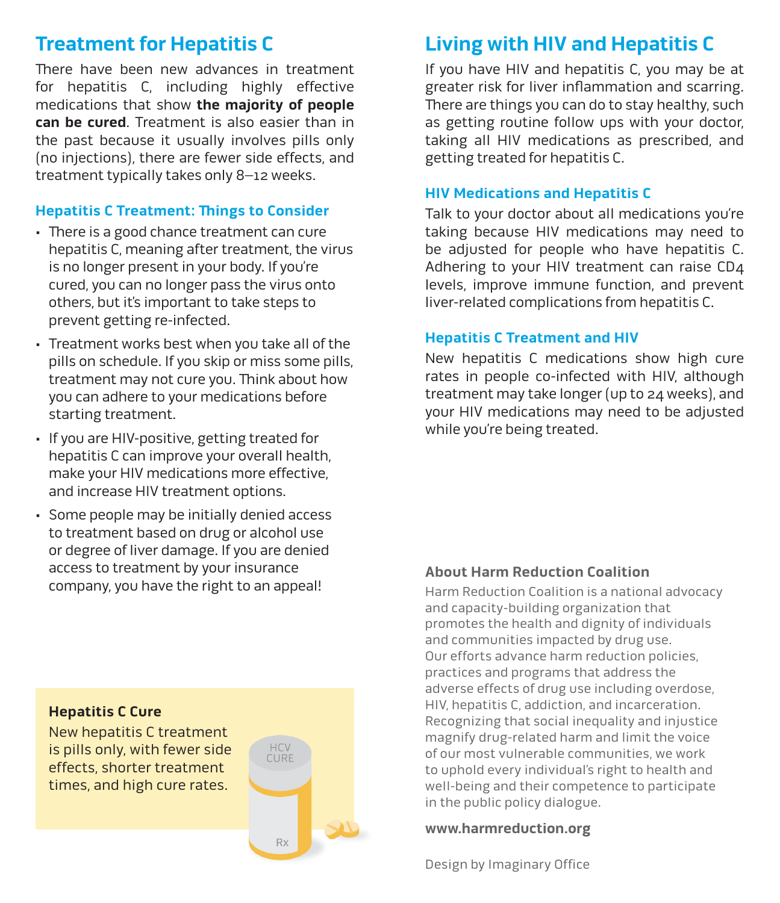## Treatment for Hepatitis C

There have been new advances in treatment for hepatitis C, including highly effective medications that show **the majority of people can be cured**. Treatment is also easier than in the past because it usually involves pills only (no injections), there are fewer side effects, and treatment typically takes only 8–12 weeks.

### Hepatitis C Treatment: Things to Consider

- There is a good chance treatment can cure hepatitis C, meaning after treatment, the virus is no longer present in your body. If you're cured, you can no longer pass the virus onto others, but it's important to take steps to prevent getting re-infected.
- Treatment works best when you take all of the pills on schedule. If you skip or miss some pills, treatment may not cure you. Think about how you can adhere to your medications before starting treatment.
- If you are HIV-positive, getting treated for hepatitis C can improve your overall health, make your HIV medications more effective, and increase HIV treatment options.
- Some people may be initially denied access to treatment based on drug or alcohol use or degree of liver damage. If you are denied access to treatment by your insurance company, you have the right to an appeal!

**Hepatitis C Cure**

New hepatitis C treatment is pills only, with fewer side effects, shorter treatment times, and high cure rates.

HCV CURE

Rx

## Living with HIV and Hepatitis C

If you have HIV and hepatitis C, you may be at greater risk for liver inflammation and scarring. There are things you can do to stay healthy, such as getting routine follow ups with your doctor, taking all HIV medications as prescribed, and getting treated for hepatitis C.

### HIV Medications and Hepatitis C

Talk to your doctor about all medications you're taking because HIV medications may need to be adjusted for people who have hepatitis C. Adhering to your HIV treatment can raise CD4 levels, improve immune function, and prevent liver-related complications from hepatitis C.

### Hepatitis C Treatment and HIV

New hepatitis C medications show high cure rates in people co-infected with HIV, although treatment may take longer (up to 24 weeks), and your HIV medications may need to be adjusted while you're being treated.

**About Harm Reduction Coalition**

Harm Reduction Coalition is a national advocacy and capacity-building organization that promotes the health and dignity of individuals and communities impacted by drug use. Our efforts advance harm reduction policies, practices and programs that address the adverse effects of drug use including overdose, HIV, hepatitis C, addiction, and incarceration. Recognizing that social inequality and injustice magnify drug-related harm and limit the voice of our most vulnerable communities, we work to uphold every individual's right to health and well-being and their competence to participate in the public policy dialogue.

**www.harmreduction.org**

Design by Imaginary Office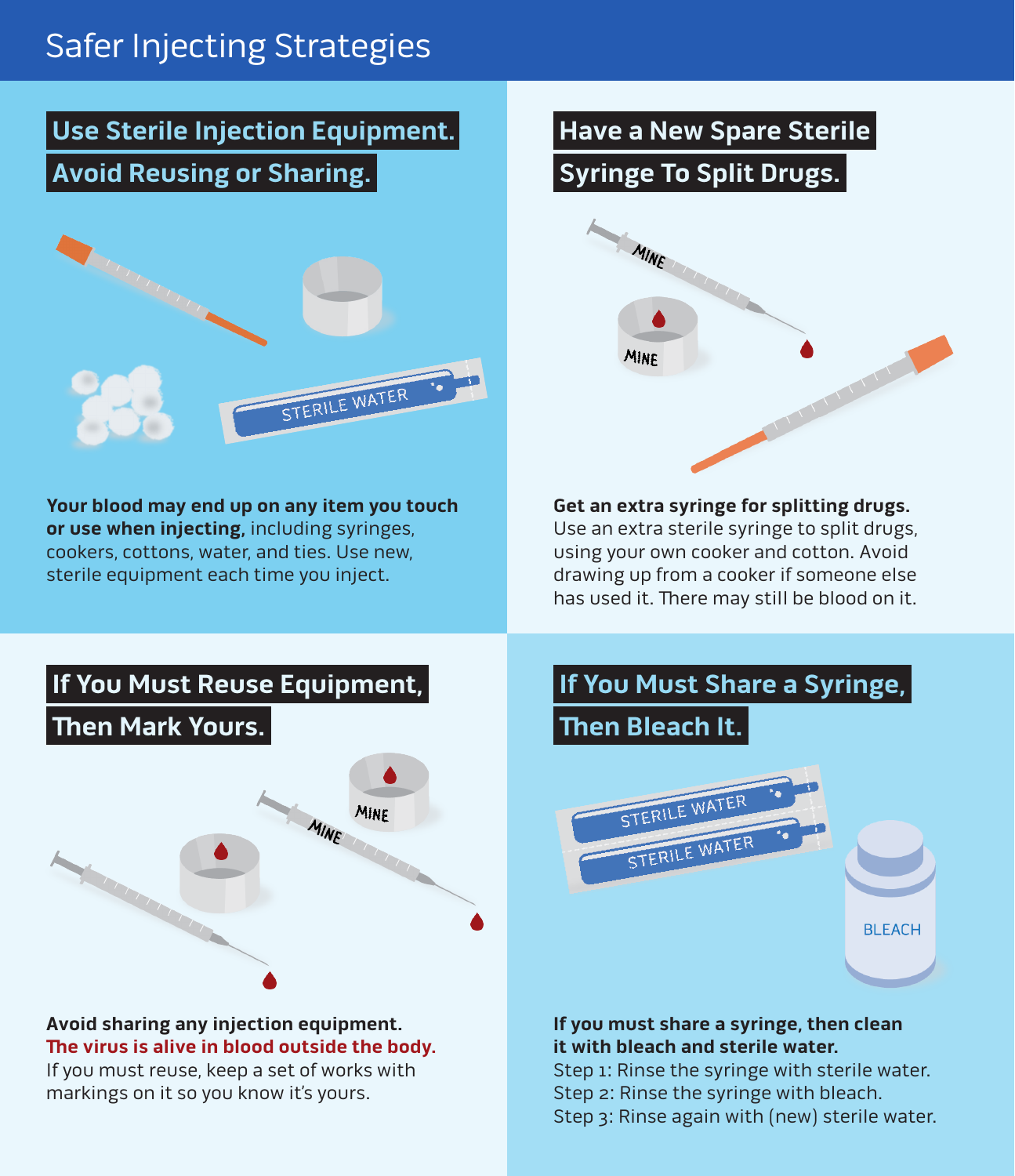# Safer Injecting Strategies

## Use Sterile Injection Equipment. Avoid Reusing or Sharing.

STERILE WATER

**Your blood may end up on any item you touch or use when injecting,** including syringes, cookers, cottons, water, and ties. Use new, sterile equipment each time you inject.

## Have a New Spare Sterile Syringe To Split Drugs.

MINE

MINE

**Get an extra syringe for splitting drugs.** Use an extra sterile syringe to split drugs, using your own cooker and cotton. Avoid drawing up from a cooker if someone else has used it. There may still be blood on it.

## If You Must Reuse Equipment, Then Mark Yours.

MINE

MINE

**Avoid sharing any injection equipment. The virus is alive in blood outside the body.** If you must reuse, keep a set of works with markings on it so you know it's yours.

## If You Must Share a Syringe, Then Bleach It.

STERILE WATER

STERILE WATER

BLEACH

**If you must share a syringe, then clean it with bleach and sterile water.**

Step 1: Rinse the syringe with sterile water.
Step 2: Rinse the syringe with bleach.
Step 3: Rinse again with (new) sterile water.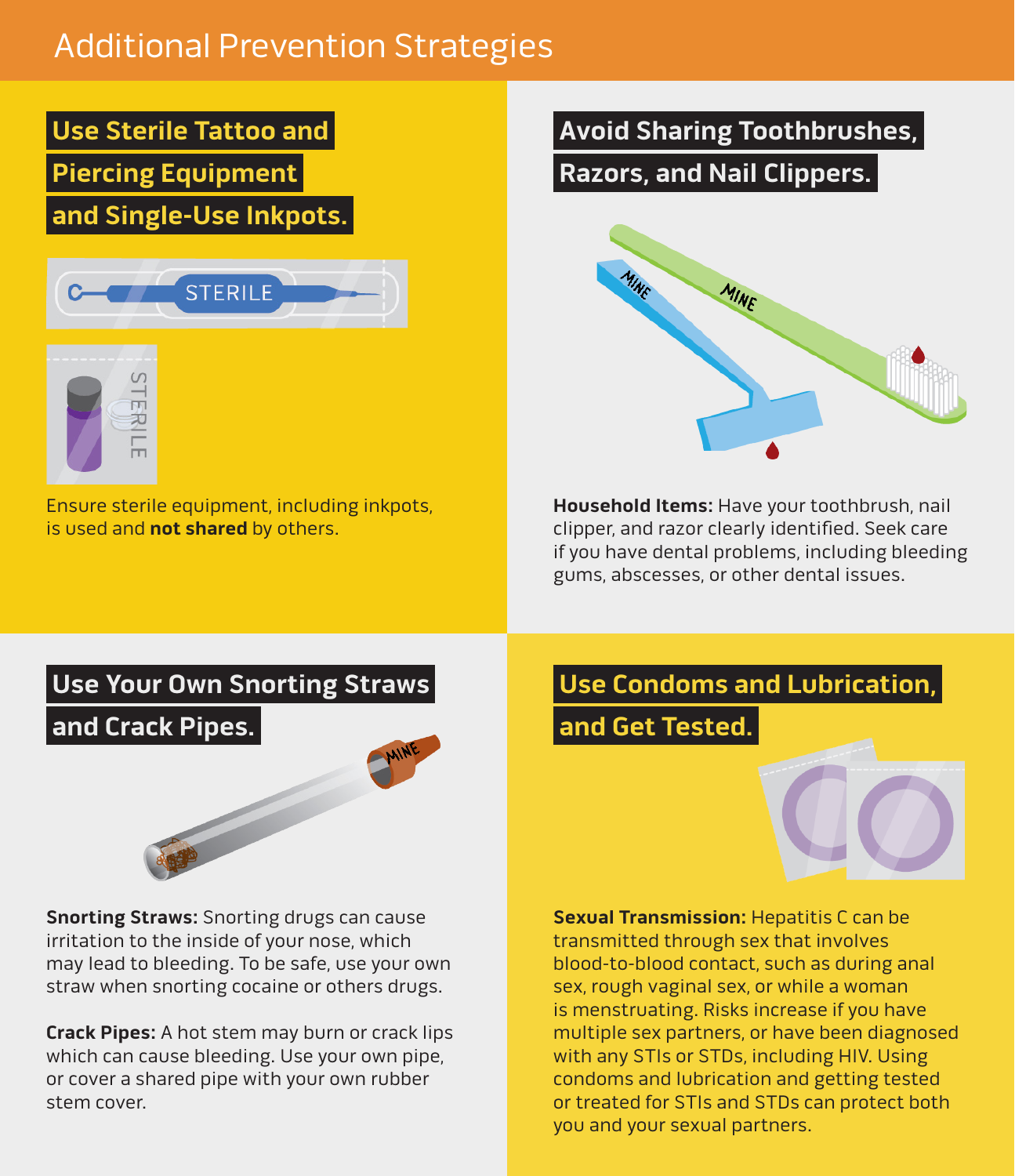# Additional Prevention Strategies

## Use Sterile Tattoo and Piercing Equipment and Single-Use Inkpots.

Ensure sterile equipment, including inkpots, is used and **not shared** by others.

## Avoid Sharing Toothbrushes, Razors, and Nail Clippers.

**Household Items:** Have your toothbrush, nail clipper, and razor clearly identified. Seek care if you have dental problems, including bleeding gums, abscesses, or other dental issues.

## Use Your Own Snorting Straws and Crack Pipes.

**Snorting Straws:** Snorting drugs can cause irritation to the inside of your nose, which may lead to bleeding. To be safe, use your own straw when snorting cocaine or others drugs.

**Crack Pipes:** A hot stem may burn or crack lips which can cause bleeding. Use your own pipe, or cover a shared pipe with your own rubber stem cover.

## Use Condoms and Lubrication, and Get Tested.

**Sexual Transmission:** Hepatitis C can be transmitted through sex that involves blood-to-blood contact, such as during anal sex, rough vaginal sex, or while a woman is menstruating. Risks increase if you have multiple sex partners, or have been diagnosed with any STIs or STDs, including HIV. Using condoms and lubrication and getting tested or treated for STIs and STDs can protect both you and your sexual partners.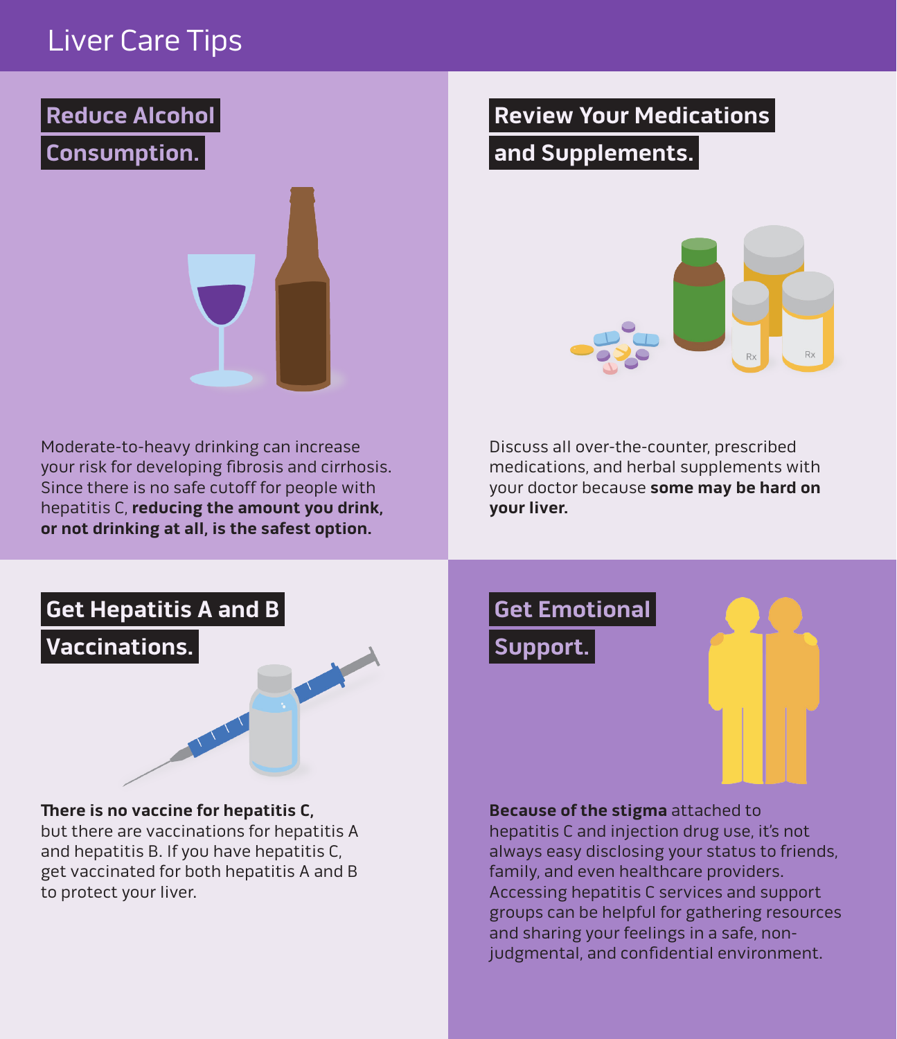# Liver Care Tips

## Reduce Alcohol Consumption.

Moderate-to-heavy drinking can increase your risk for developing fibrosis and cirrhosis. Since there is no safe cutoff for people with hepatitis C, **reducing the amount you drink, or not drinking at all, is the safest option.**

## Review Your Medications and Supplements.

Discuss all over-the-counter, prescribed medications, and herbal supplements with your doctor because **some may be hard on your liver.**

## Get Hepatitis A and B Vaccinations.

**There is no vaccine for hepatitis C,** but there are vaccinations for hepatitis A and hepatitis B. If you have hepatitis C, get vaccinated for both hepatitis A and B to protect your liver.

## Get Emotional Support.

**Because of the stigma** attached to hepatitis C and injection drug use, it's not always easy disclosing your status to friends, family, and even healthcare providers. Accessing hepatitis C services and support groups can be helpful for gathering resources and sharing your feelings in a safe, non-judgmental, and confidential environment.